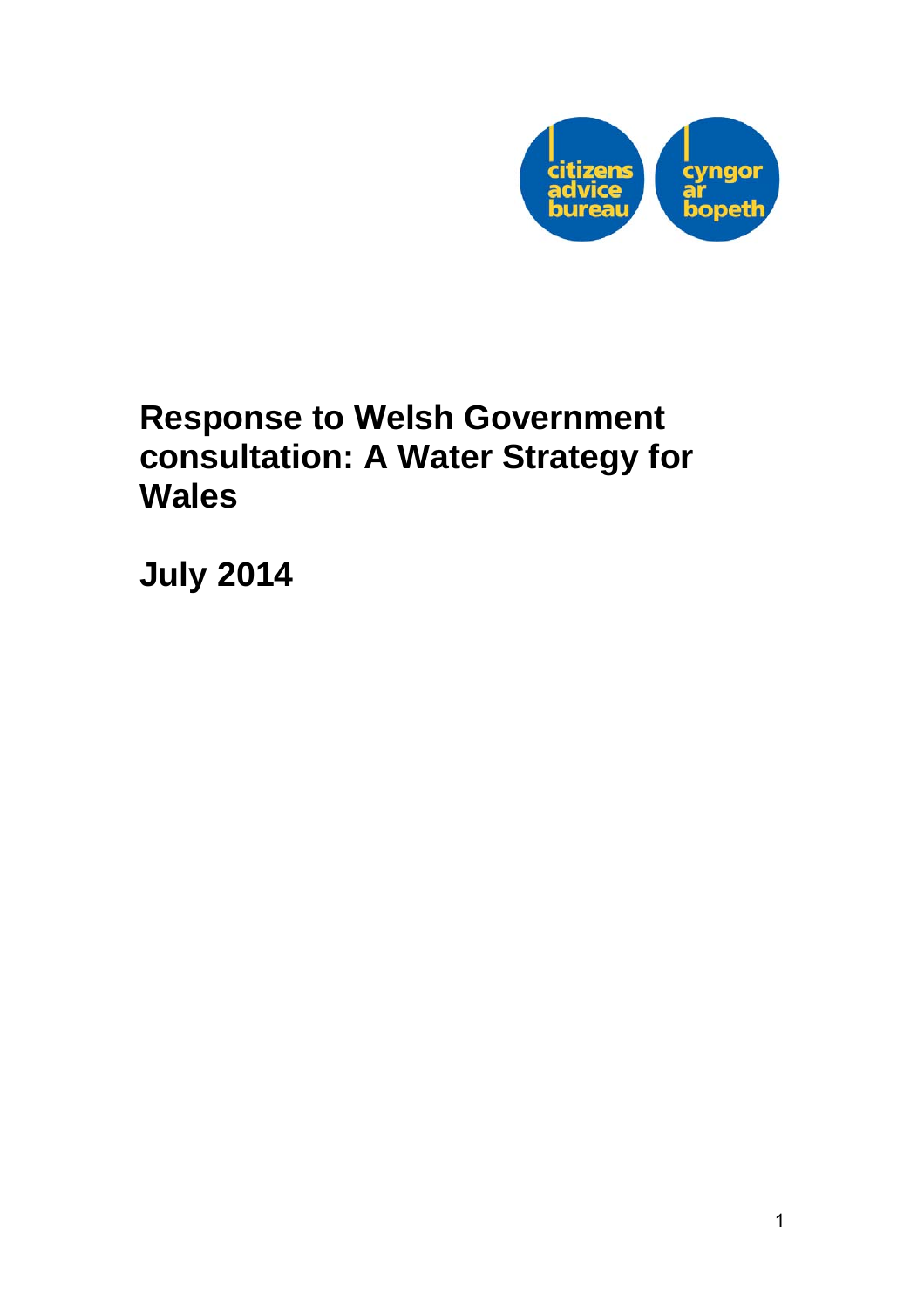# Response to Welsh Government consultation: A Water Strategy for Wales

## July 2014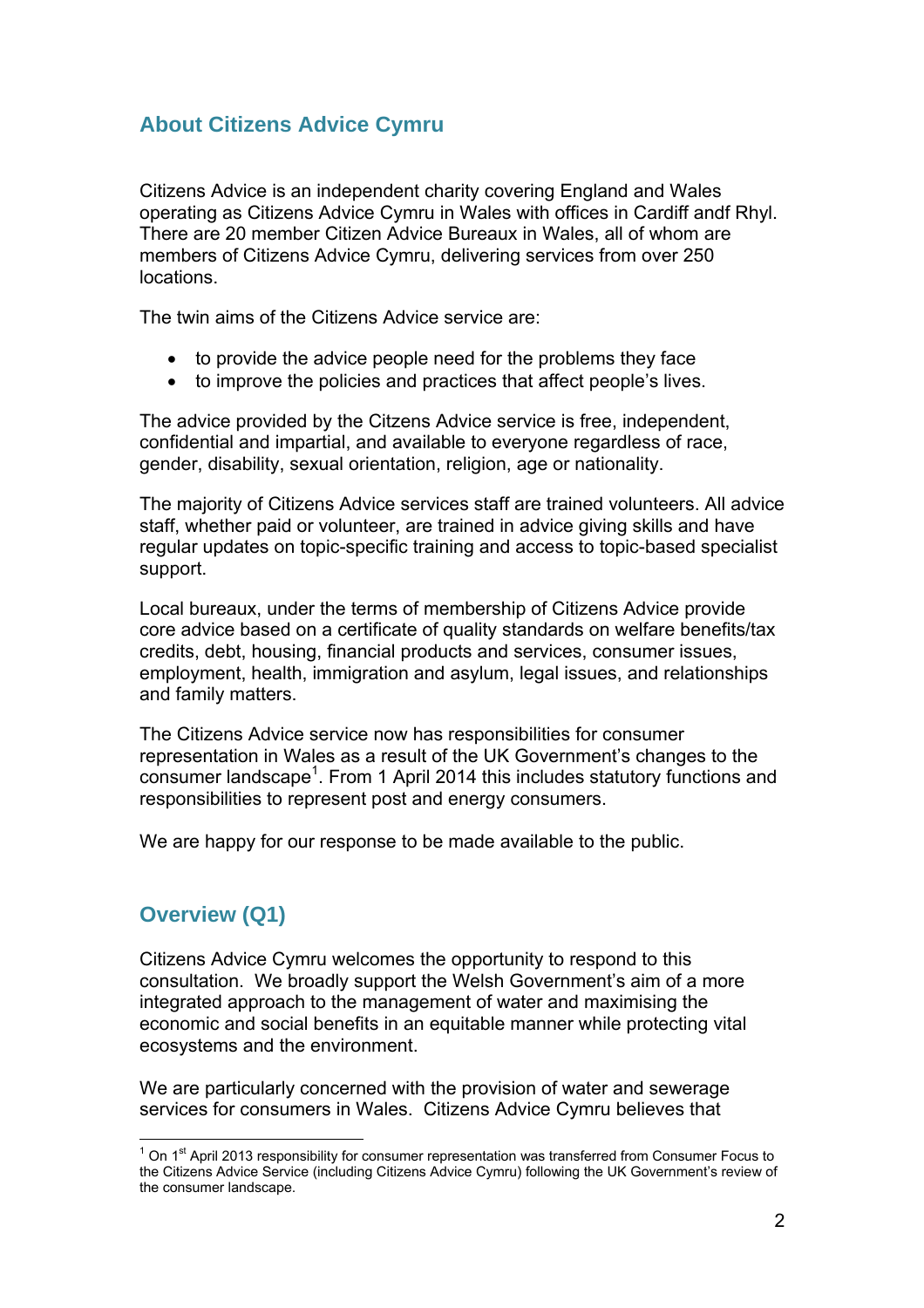## About Citizens Advice Cymru

Citizens Advice is an independent charity covering England and Wales operating as Citizens Advice Cymru in Wales with offices in Cardiff andf Rhyl. There are 20 member Citizen Advice Bureaux in Wales, all of whom are members of Citizens Advice Cymru, delivering services from over 250 locations.

The twin aims of the Citizens Advice service are:

- to provide the advice people need for the problems they face
- to improve the policies and practices that affect people's lives.

The advice provided by the Citzens Advice service is free, independent, confidential and impartial, and available to everyone regardless of race, gender, disability, sexual orientation, religion, age or nationality.

The majority of Citizens Advice services staff are trained volunteers. All advice staff, whether paid or volunteer, are trained in advice giving skills and have regular updates on topic-specific training and access to topic-based specialist support.

Local bureaux, under the terms of membership of Citizens Advice provide core advice based on a certificate of quality standards on welfare benefits/tax credits, debt, housing, financial products and services, consumer issues, employment, health, immigration and asylum, legal issues, and relationships and family matters.

The Citizens Advice service now has responsibilities for consumer representation in Wales as a result of the UK Government's changes to the consumer landscape[1]. From 1 April 2014 this includes statutory functions and responsibilities to represent post and energy consumers.

We are happy for our response to be made available to the public.

## Overview (Q1)

Citizens Advice Cymru welcomes the opportunity to respond to this consultation. We broadly support the Welsh Government's aim of a more integrated approach to the management of water and maximising the economic and social benefits in an equitable manner while protecting vital ecosystems and the environment.

We are particularly concerned with the provision of water and sewerage services for consumers in Wales. Citizens Advice Cymru believes that

---

[1] On 1st April 2013 responsibility for consumer representation was transferred from Consumer Focus to the Citizens Advice Service (including Citizens Advice Cymru) following the UK Government's review of the consumer landscape.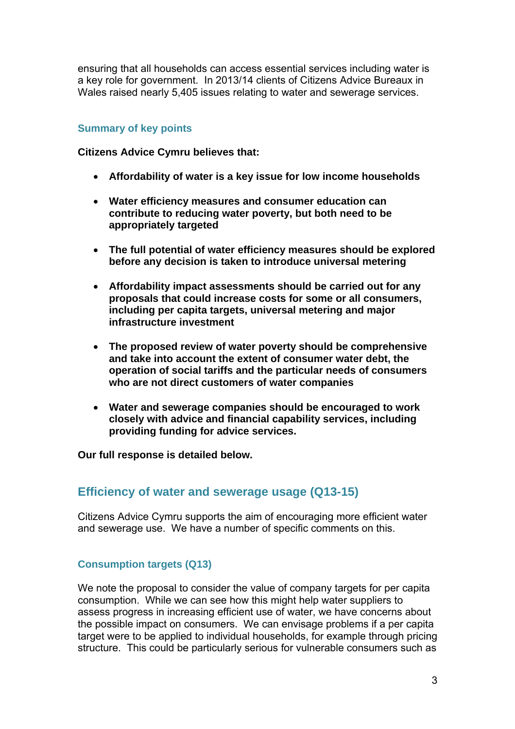ensuring that all households can access essential services including water is a key role for government. In 2013/14 clients of Citizens Advice Bureaux in Wales raised nearly 5,405 issues relating to water and sewerage services.

### Summary of key points

**Citizens Advice Cymru believes that:**

- **Affordability of water is a key issue for low income households**
- **Water efficiency measures and consumer education can contribute to reducing water poverty, but both need to be appropriately targeted**
- **The full potential of water efficiency measures should be explored before any decision is taken to introduce universal metering**
- **Affordability impact assessments should be carried out for any proposals that could increase costs for some or all consumers, including per capita targets, universal metering and major infrastructure investment**
- **The proposed review of water poverty should be comprehensive and take into account the extent of consumer water debt, the operation of social tariffs and the particular needs of consumers who are not direct customers of water companies**
- **Water and sewerage companies should be encouraged to work closely with advice and financial capability services, including providing funding for advice services.**

**Our full response is detailed below.**

## Efficiency of water and sewerage usage (Q13-15)

Citizens Advice Cymru supports the aim of encouraging more efficient water and sewerage use. We have a number of specific comments on this.

### Consumption targets (Q13)

We note the proposal to consider the value of company targets for per capita consumption. While we can see how this might help water suppliers to assess progress in increasing efficient use of water, we have concerns about the possible impact on consumers. We can envisage problems if a per capita target were to be applied to individual households, for example through pricing structure. This could be particularly serious for vulnerable consumers such as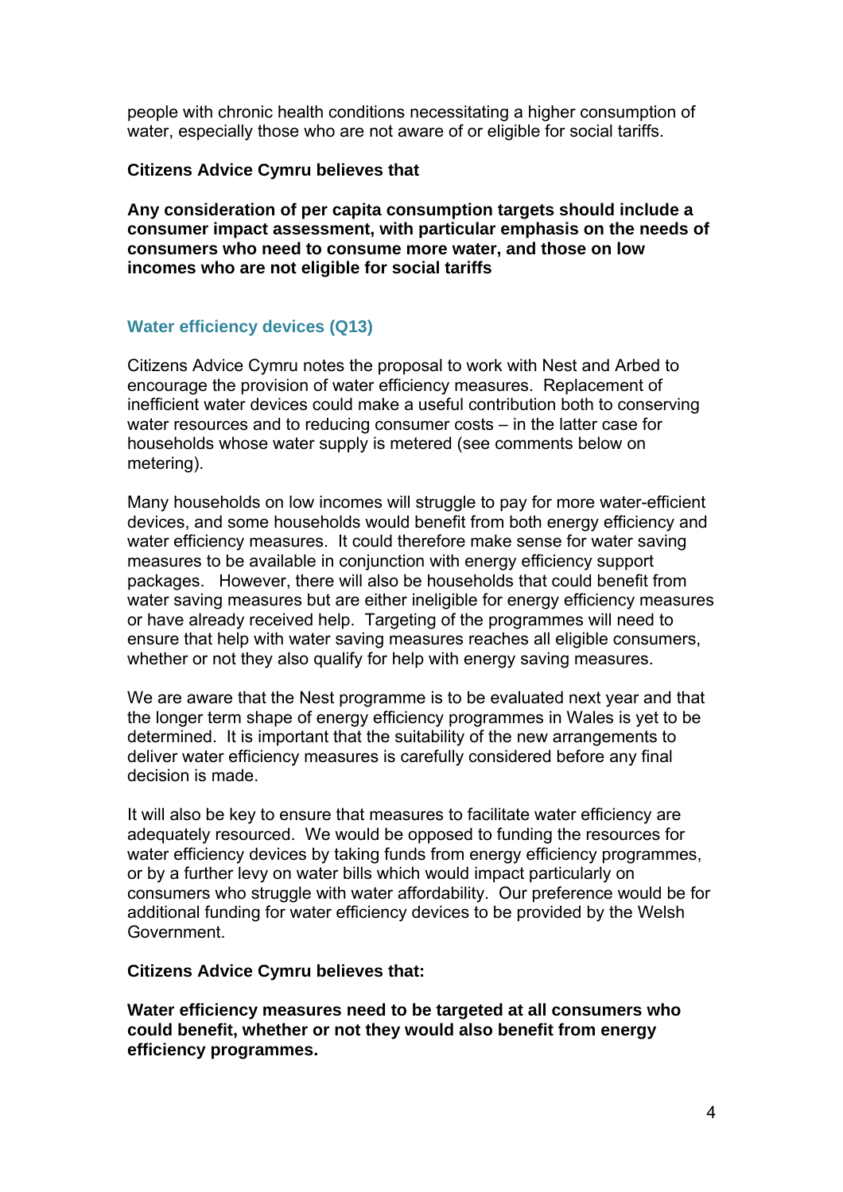people with chronic health conditions necessitating a higher consumption of water, especially those who are not aware of or eligible for social tariffs.

**Citizens Advice Cymru believes that**

**Any consideration of per capita consumption targets should include a consumer impact assessment, with particular emphasis on the needs of consumers who need to consume more water, and those on low incomes who are not eligible for social tariffs**

### Water efficiency devices (Q13)

Citizens Advice Cymru notes the proposal to work with Nest and Arbed to encourage the provision of water efficiency measures. Replacement of inefficient water devices could make a useful contribution both to conserving water resources and to reducing consumer costs – in the latter case for households whose water supply is metered (see comments below on metering).

Many households on low incomes will struggle to pay for more water-efficient devices, and some households would benefit from both energy efficiency and water efficiency measures. It could therefore make sense for water saving measures to be available in conjunction with energy efficiency support packages. However, there will also be households that could benefit from water saving measures but are either ineligible for energy efficiency measures or have already received help. Targeting of the programmes will need to ensure that help with water saving measures reaches all eligible consumers, whether or not they also qualify for help with energy saving measures.

We are aware that the Nest programme is to be evaluated next year and that the longer term shape of energy efficiency programmes in Wales is yet to be determined. It is important that the suitability of the new arrangements to deliver water efficiency measures is carefully considered before any final decision is made.

It will also be key to ensure that measures to facilitate water efficiency are adequately resourced. We would be opposed to funding the resources for water efficiency devices by taking funds from energy efficiency programmes, or by a further levy on water bills which would impact particularly on consumers who struggle with water affordability. Our preference would be for additional funding for water efficiency devices to be provided by the Welsh Government.

**Citizens Advice Cymru believes that:**

**Water efficiency measures need to be targeted at all consumers who could benefit, whether or not they would also benefit from energy efficiency programmes.**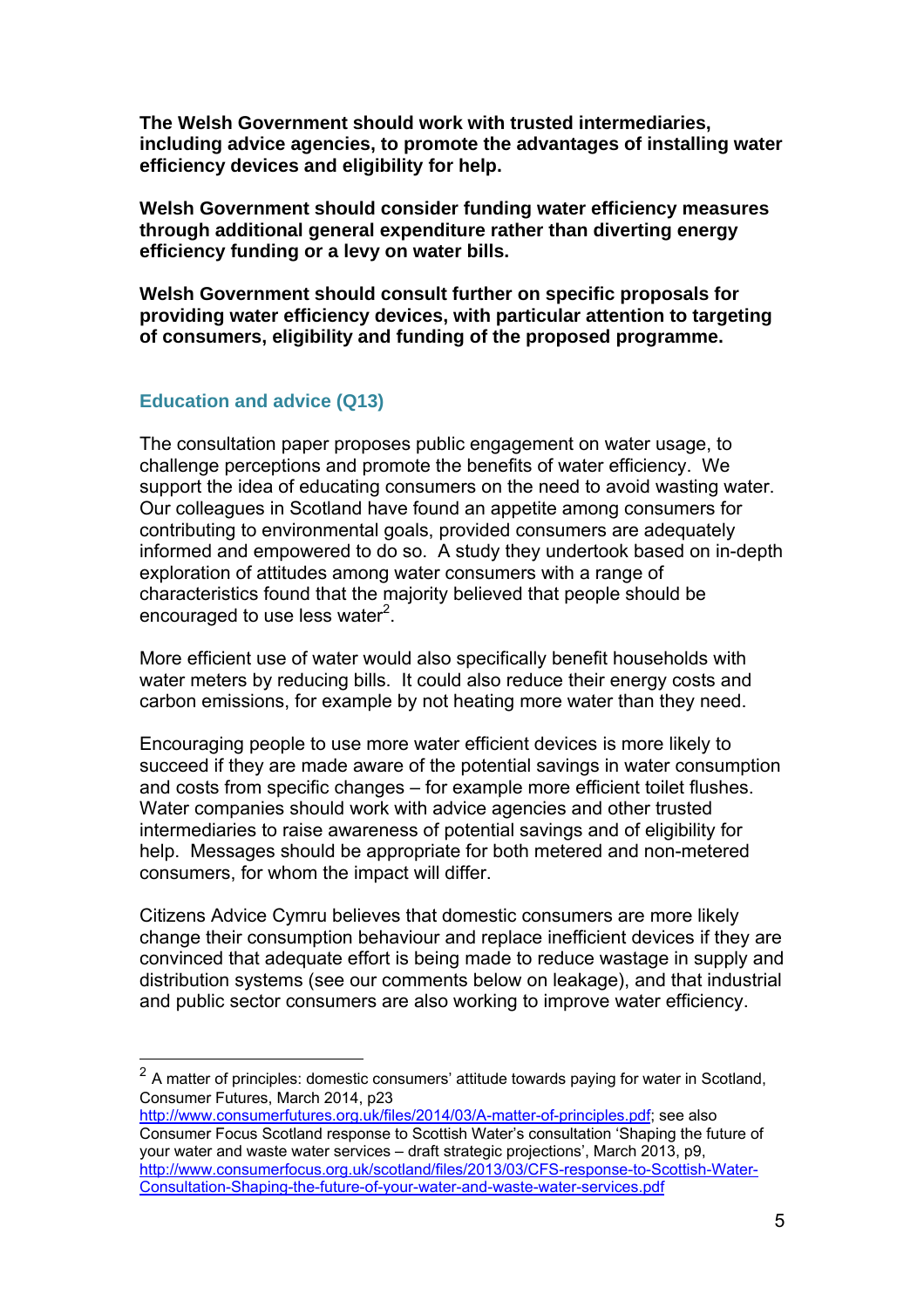**The Welsh Government should work with trusted intermediaries, including advice agencies, to promote the advantages of installing water efficiency devices and eligibility for help.**

**Welsh Government should consider funding water efficiency measures through additional general expenditure rather than diverting energy efficiency funding or a levy on water bills.**

**Welsh Government should consult further on specific proposals for providing water efficiency devices, with particular attention to targeting of consumers, eligibility and funding of the proposed programme.**

### Education and advice (Q13)

The consultation paper proposes public engagement on water usage, to challenge perceptions and promote the benefits of water efficiency. We support the idea of educating consumers on the need to avoid wasting water. Our colleagues in Scotland have found an appetite among consumers for contributing to environmental goals, provided consumers are adequately informed and empowered to do so. A study they undertook based on in-depth exploration of attitudes among water consumers with a range of characteristics found that the majority believed that people should be encouraged to use less water[2].

More efficient use of water would also specifically benefit households with water meters by reducing bills. It could also reduce their energy costs and carbon emissions, for example by not heating more water than they need.

Encouraging people to use more water efficient devices is more likely to succeed if they are made aware of the potential savings in water consumption and costs from specific changes – for example more efficient toilet flushes. Water companies should work with advice agencies and other trusted intermediaries to raise awareness of potential savings and of eligibility for help. Messages should be appropriate for both metered and non-metered consumers, for whom the impact will differ.

Citizens Advice Cymru believes that domestic consumers are more likely change their consumption behaviour and replace inefficient devices if they are convinced that adequate effort is being made to reduce wastage in supply and distribution systems (see our comments below on leakage), and that industrial and public sector consumers are also working to improve water efficiency.

---

[2] A matter of principles: domestic consumers' attitude towards paying for water in Scotland, Consumer Futures, March 2014, p23 http://www.consumerfutures.org.uk/files/2014/03/A-matter-of-principles.pdf; see also Consumer Focus Scotland response to Scottish Water's consultation 'Shaping the future of your water and waste water services – draft strategic projections', March 2013, p9, http://www.consumerfocus.org.uk/scotland/files/2013/03/CFS-response-to-Scottish-Water-Consultation-Shaping-the-future-of-your-water-and-waste-water-services.pdf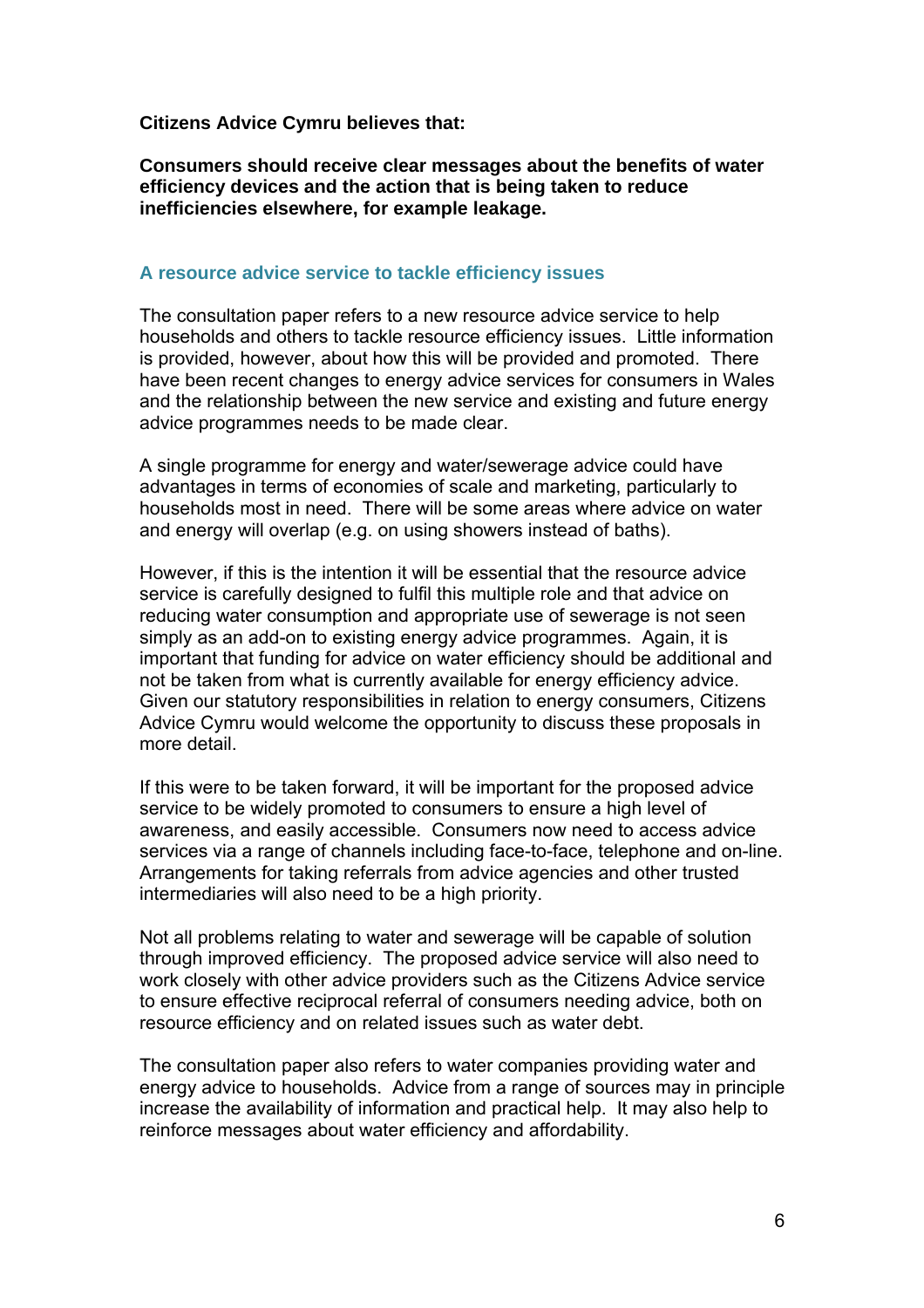**Citizens Advice Cymru believes that:**

**Consumers should receive clear messages about the benefits of water efficiency devices and the action that is being taken to reduce inefficiencies elsewhere, for example leakage.**

### A resource advice service to tackle efficiency issues

The consultation paper refers to a new resource advice service to help households and others to tackle resource efficiency issues. Little information is provided, however, about how this will be provided and promoted. There have been recent changes to energy advice services for consumers in Wales and the relationship between the new service and existing and future energy advice programmes needs to be made clear.

A single programme for energy and water/sewerage advice could have advantages in terms of economies of scale and marketing, particularly to households most in need. There will be some areas where advice on water and energy will overlap (e.g. on using showers instead of baths).

However, if this is the intention it will be essential that the resource advice service is carefully designed to fulfil this multiple role and that advice on reducing water consumption and appropriate use of sewerage is not seen simply as an add-on to existing energy advice programmes. Again, it is important that funding for advice on water efficiency should be additional and not be taken from what is currently available for energy efficiency advice. Given our statutory responsibilities in relation to energy consumers, Citizens Advice Cymru would welcome the opportunity to discuss these proposals in more detail.

If this were to be taken forward, it will be important for the proposed advice service to be widely promoted to consumers to ensure a high level of awareness, and easily accessible. Consumers now need to access advice services via a range of channels including face-to-face, telephone and on-line. Arrangements for taking referrals from advice agencies and other trusted intermediaries will also need to be a high priority.

Not all problems relating to water and sewerage will be capable of solution through improved efficiency. The proposed advice service will also need to work closely with other advice providers such as the Citizens Advice service to ensure effective reciprocal referral of consumers needing advice, both on resource efficiency and on related issues such as water debt.

The consultation paper also refers to water companies providing water and energy advice to households. Advice from a range of sources may in principle increase the availability of information and practical help. It may also help to reinforce messages about water efficiency and affordability.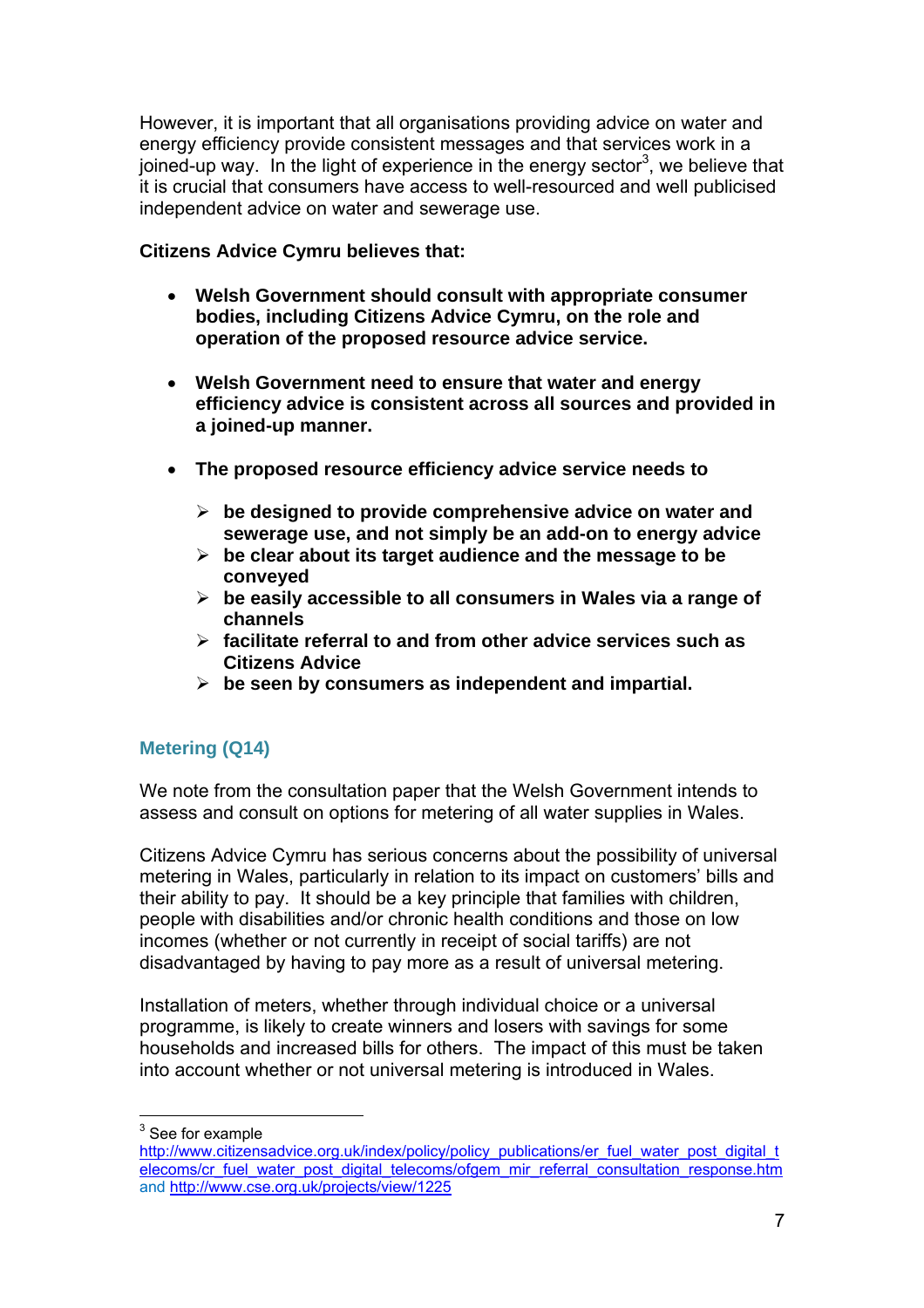However, it is important that all organisations providing advice on water and energy efficiency provide consistent messages and that services work in a joined-up way. In the light of experience in the energy sector[3], we believe that it is crucial that consumers have access to well-resourced and well publicised independent advice on water and sewerage use.

**Citizens Advice Cymru believes that:**

- **Welsh Government should consult with appropriate consumer bodies, including Citizens Advice Cymru, on the role and operation of the proposed resource advice service.**

- **Welsh Government need to ensure that water and energy efficiency advice is consistent across all sources and provided in a joined-up manner.**

- **The proposed resource efficiency advice service needs to**

  - **be designed to provide comprehensive advice on water and sewerage use, and not simply be an add-on to energy advice**
  - **be clear about its target audience and the message to be conveyed**
  - **be easily accessible to all consumers in Wales via a range of channels**
  - **facilitate referral to and from other advice services such as Citizens Advice**
  - **be seen by consumers as independent and impartial.**

## Metering (Q14)

We note from the consultation paper that the Welsh Government intends to assess and consult on options for metering of all water supplies in Wales.

Citizens Advice Cymru has serious concerns about the possibility of universal metering in Wales, particularly in relation to its impact on customers' bills and their ability to pay. It should be a key principle that families with children, people with disabilities and/or chronic health conditions and those on low incomes (whether or not currently in receipt of social tariffs) are not disadvantaged by having to pay more as a result of universal metering.

Installation of meters, whether through individual choice or a universal programme, is likely to create winners and losers with savings for some households and increased bills for others. The impact of this must be taken into account whether or not universal metering is introduced in Wales.

---

[3] See for example http://www.citizensadvice.org.uk/index/policy/policy_publications/er_fuel_water_post_digital_telecoms/cr_fuel_water_post_digital_telecoms/ofgem_mir_referral_consultation_response.htm and http://www.cse.org.uk/projects/view/1225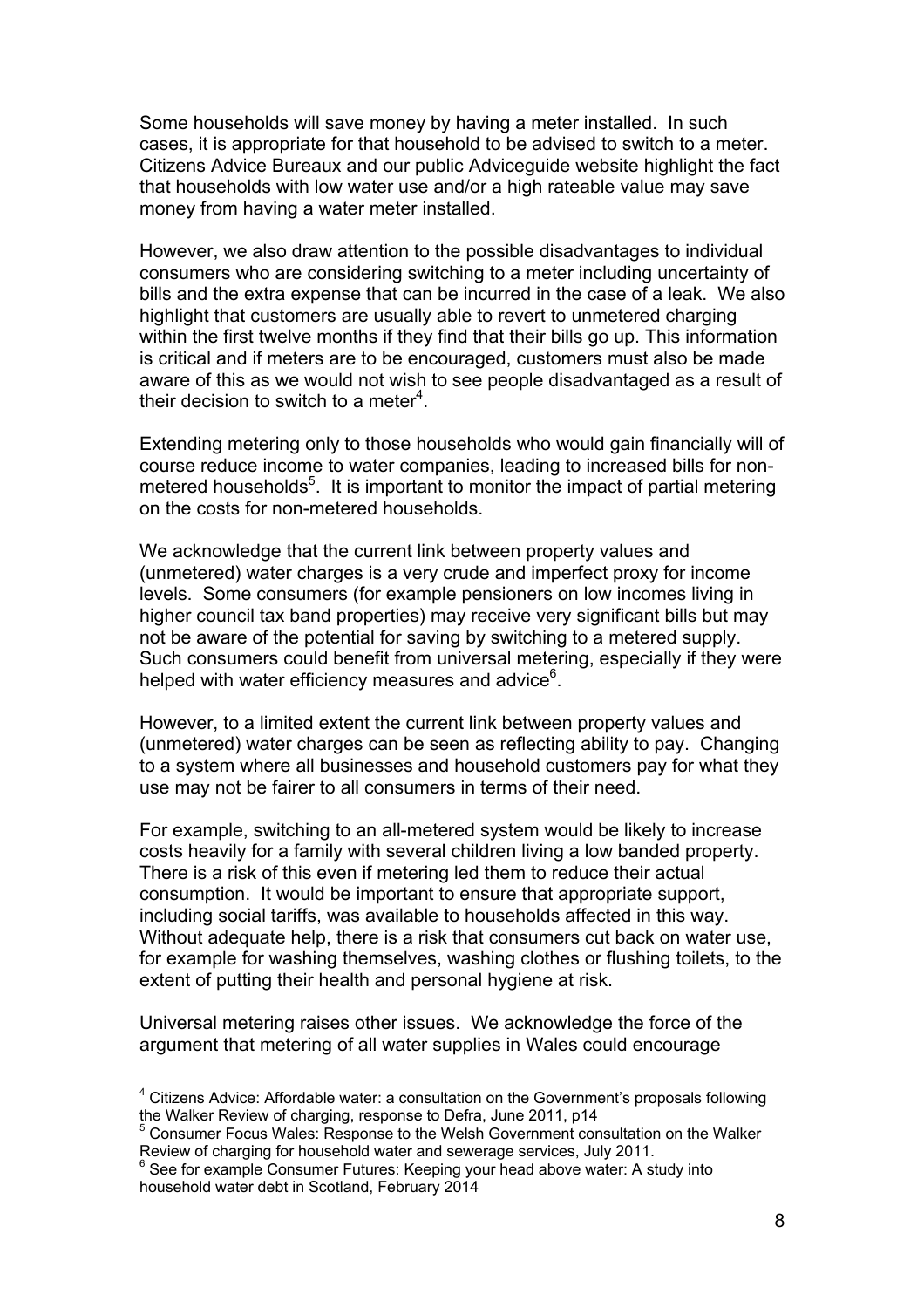Some households will save money by having a meter installed. In such cases, it is appropriate for that household to be advised to switch to a meter. Citizens Advice Bureaux and our public Adviceguide website highlight the fact that households with low water use and/or a high rateable value may save money from having a water meter installed.

However, we also draw attention to the possible disadvantages to individual consumers who are considering switching to a meter including uncertainty of bills and the extra expense that can be incurred in the case of a leak. We also highlight that customers are usually able to revert to unmetered charging within the first twelve months if they find that their bills go up. This information is critical and if meters are to be encouraged, customers must also be made aware of this as we would not wish to see people disadvantaged as a result of their decision to switch to a meter[4].

Extending metering only to those households who would gain financially will of course reduce income to water companies, leading to increased bills for non-metered households[5]. It is important to monitor the impact of partial metering on the costs for non-metered households.

We acknowledge that the current link between property values and (unmetered) water charges is a very crude and imperfect proxy for income levels. Some consumers (for example pensioners on low incomes living in higher council tax band properties) may receive very significant bills but may not be aware of the potential for saving by switching to a metered supply. Such consumers could benefit from universal metering, especially if they were helped with water efficiency measures and advice[6].

However, to a limited extent the current link between property values and (unmetered) water charges can be seen as reflecting ability to pay. Changing to a system where all businesses and household customers pay for what they use may not be fairer to all consumers in terms of their need.

For example, switching to an all-metered system would be likely to increase costs heavily for a family with several children living a low banded property. There is a risk of this even if metering led them to reduce their actual consumption. It would be important to ensure that appropriate support, including social tariffs, was available to households affected in this way. Without adequate help, there is a risk that consumers cut back on water use, for example for washing themselves, washing clothes or flushing toilets, to the extent of putting their health and personal hygiene at risk.

Universal metering raises other issues. We acknowledge the force of the argument that metering of all water supplies in Wales could encourage

---

[4] Citizens Advice: Affordable water: a consultation on the Government's proposals following the Walker Review of charging, response to Defra, June 2011, p14

[5] Consumer Focus Wales: Response to the Welsh Government consultation on the Walker Review of charging for household water and sewerage services, July 2011.

[6] See for example Consumer Futures: Keeping your head above water: A study into household water debt in Scotland, February 2014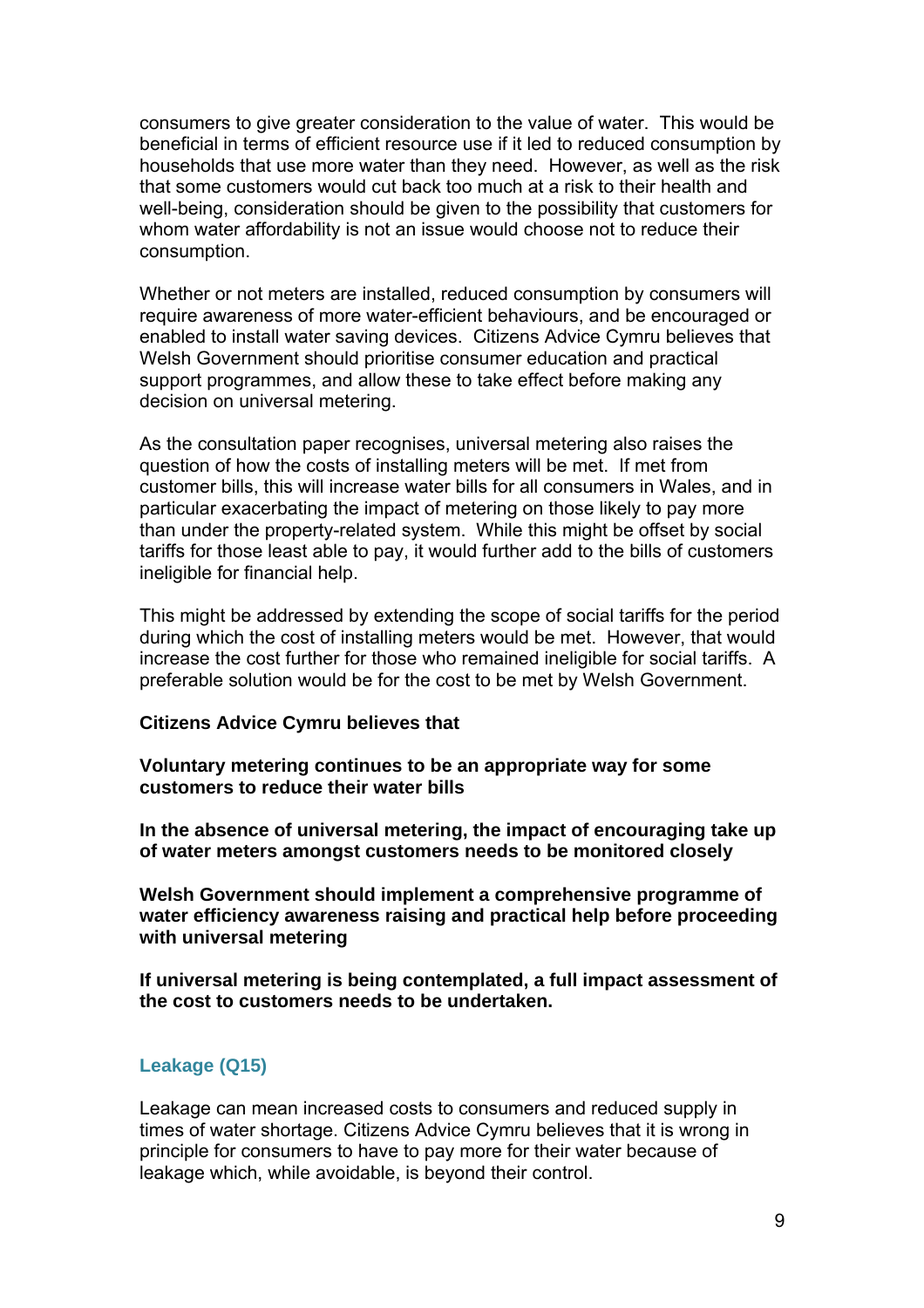consumers to give greater consideration to the value of water. This would be beneficial in terms of efficient resource use if it led to reduced consumption by households that use more water than they need. However, as well as the risk that some customers would cut back too much at a risk to their health and well-being, consideration should be given to the possibility that customers for whom water affordability is not an issue would choose not to reduce their consumption.

Whether or not meters are installed, reduced consumption by consumers will require awareness of more water-efficient behaviours, and be encouraged or enabled to install water saving devices. Citizens Advice Cymru believes that Welsh Government should prioritise consumer education and practical support programmes, and allow these to take effect before making any decision on universal metering.

As the consultation paper recognises, universal metering also raises the question of how the costs of installing meters will be met. If met from customer bills, this will increase water bills for all consumers in Wales, and in particular exacerbating the impact of metering on those likely to pay more than under the property-related system. While this might be offset by social tariffs for those least able to pay, it would further add to the bills of customers ineligible for financial help.

This might be addressed by extending the scope of social tariffs for the period during which the cost of installing meters would be met. However, that would increase the cost further for those who remained ineligible for social tariffs. A preferable solution would be for the cost to be met by Welsh Government.

**Citizens Advice Cymru believes that**

**Voluntary metering continues to be an appropriate way for some customers to reduce their water bills**

**In the absence of universal metering, the impact of encouraging take up of water meters amongst customers needs to be monitored closely**

**Welsh Government should implement a comprehensive programme of water efficiency awareness raising and practical help before proceeding with universal metering**

**If universal metering is being contemplated, a full impact assessment of the cost to customers needs to be undertaken.**

### Leakage (Q15)

Leakage can mean increased costs to consumers and reduced supply in times of water shortage. Citizens Advice Cymru believes that it is wrong in principle for consumers to have to pay more for their water because of leakage which, while avoidable, is beyond their control.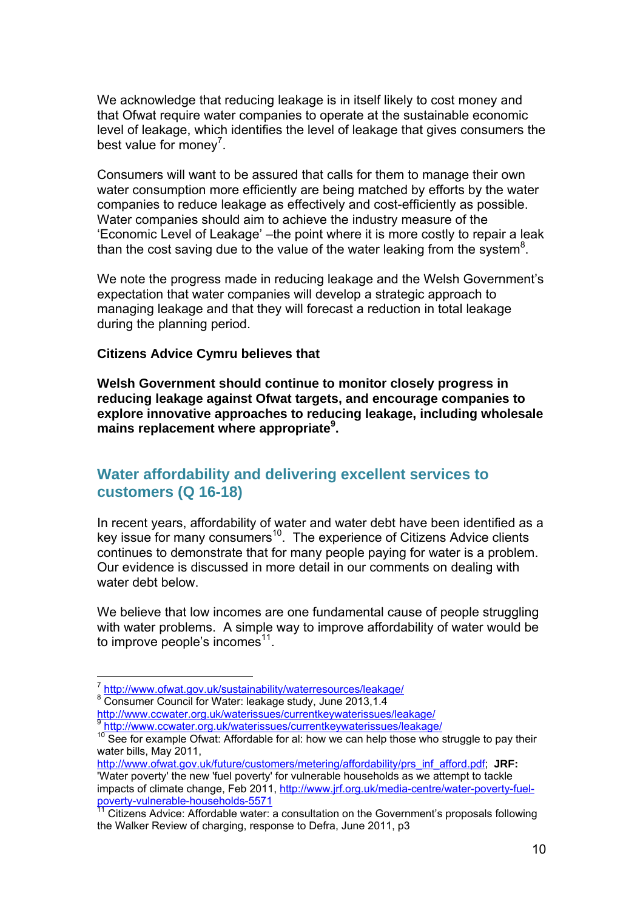We acknowledge that reducing leakage is in itself likely to cost money and that Ofwat require water companies to operate at the sustainable economic level of leakage, which identifies the level of leakage that gives consumers the best value for money[7].

Consumers will want to be assured that calls for them to manage their own water consumption more efficiently are being matched by efforts by the water companies to reduce leakage as effectively and cost-efficiently as possible. Water companies should aim to achieve the industry measure of the 'Economic Level of Leakage' –the point where it is more costly to repair a leak than the cost saving due to the value of the water leaking from the system[8].

We note the progress made in reducing leakage and the Welsh Government's expectation that water companies will develop a strategic approach to managing leakage and that they will forecast a reduction in total leakage during the planning period.

**Citizens Advice Cymru believes that**

**Welsh Government should continue to monitor closely progress in reducing leakage against Ofwat targets, and encourage companies to explore innovative approaches to reducing leakage, including wholesale mains replacement where appropriate[9].**

## Water affordability and delivering excellent services to customers (Q 16-18)

In recent years, affordability of water and water debt have been identified as a key issue for many consumers[10]. The experience of Citizens Advice clients continues to demonstrate that for many people paying for water is a problem. Our evidence is discussed in more detail in our comments on dealing with water debt below.

We believe that low incomes are one fundamental cause of people struggling with water problems. A simple way to improve affordability of water would be to improve people's incomes[11].

---

[7] http://www.ofwat.gov.uk/sustainability/waterresources/leakage/

[8] Consumer Council for Water: leakage study, June 2013,1.4 http://www.ccwater.org.uk/waterissues/currentkeywaterissues/leakage/

[9] http://www.ccwater.org.uk/waterissues/currentkeywaterissues/leakage/

[10] See for example Ofwat: Affordable for al: how we can help those who struggle to pay their water bills, May 2011, http://www.ofwat.gov.uk/future/customers/metering/affordability/prs_inf_afford.pdf; **JRF:** 'Water poverty' the new 'fuel poverty' for vulnerable households as we attempt to tackle impacts of climate change, Feb 2011, http://www.jrf.org.uk/media-centre/water-poverty-fuel-poverty-vulnerable-households-5571

[11] Citizens Advice: Affordable water: a consultation on the Government's proposals following the Walker Review of charging, response to Defra, June 2011, p3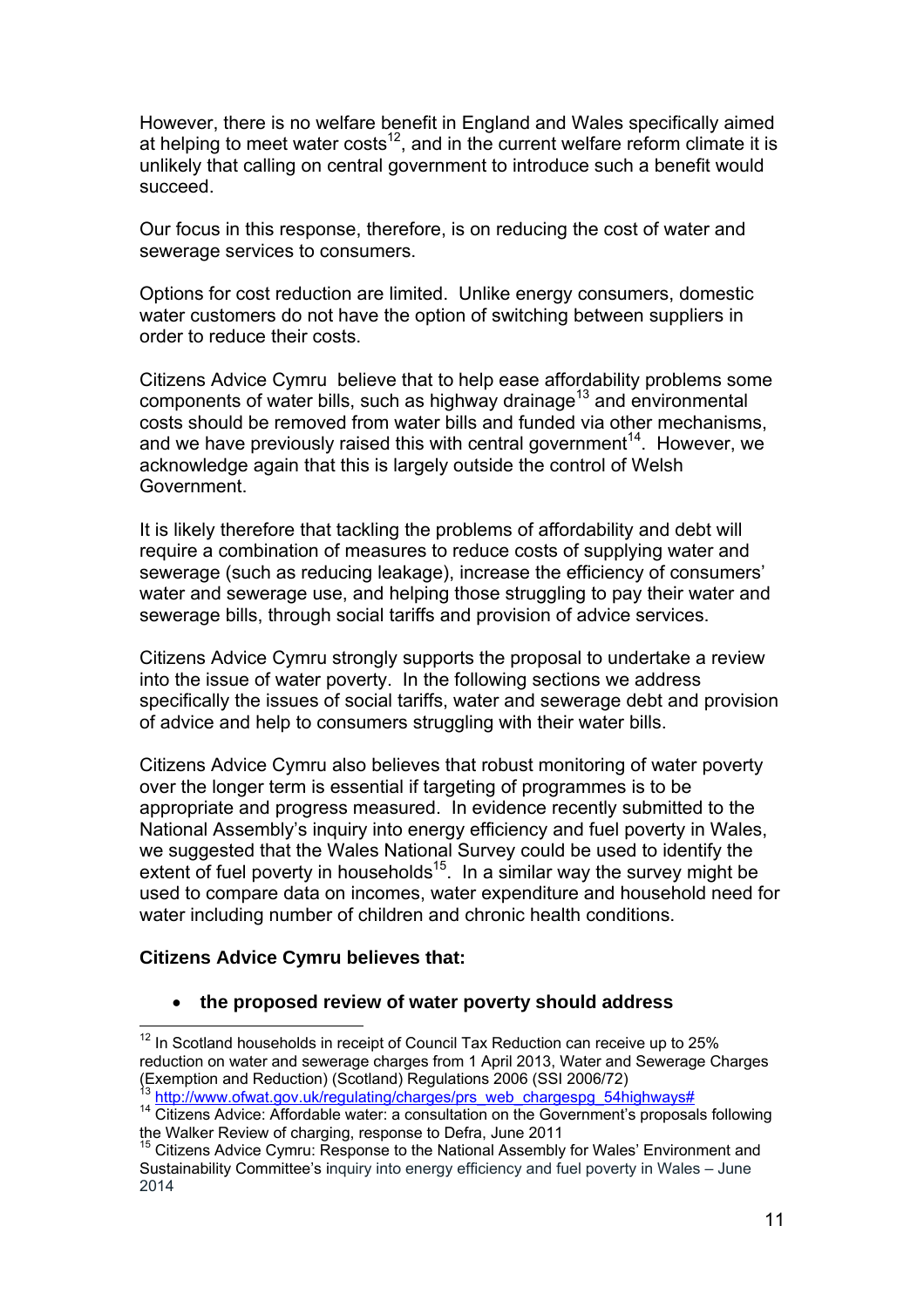However, there is no welfare benefit in England and Wales specifically aimed at helping to meet water costs[12], and in the current welfare reform climate it is unlikely that calling on central government to introduce such a benefit would succeed.

Our focus in this response, therefore, is on reducing the cost of water and sewerage services to consumers.

Options for cost reduction are limited. Unlike energy consumers, domestic water customers do not have the option of switching between suppliers in order to reduce their costs.

Citizens Advice Cymru believe that to help ease affordability problems some components of water bills, such as highway drainage[13] and environmental costs should be removed from water bills and funded via other mechanisms, and we have previously raised this with central government[14]. However, we acknowledge again that this is largely outside the control of Welsh Government.

It is likely therefore that tackling the problems of affordability and debt will require a combination of measures to reduce costs of supplying water and sewerage (such as reducing leakage), increase the efficiency of consumers' water and sewerage use, and helping those struggling to pay their water and sewerage bills, through social tariffs and provision of advice services.

Citizens Advice Cymru strongly supports the proposal to undertake a review into the issue of water poverty. In the following sections we address specifically the issues of social tariffs, water and sewerage debt and provision of advice and help to consumers struggling with their water bills.

Citizens Advice Cymru also believes that robust monitoring of water poverty over the longer term is essential if targeting of programmes is to be appropriate and progress measured. In evidence recently submitted to the National Assembly's inquiry into energy efficiency and fuel poverty in Wales, we suggested that the Wales National Survey could be used to identify the extent of fuel poverty in households[15]. In a similar way the survey might be used to compare data on incomes, water expenditure and household need for water including number of children and chronic health conditions.

**Citizens Advice Cymru believes that:**

- **the proposed review of water poverty should address**

---

[12] In Scotland households in receipt of Council Tax Reduction can receive up to 25% reduction on water and sewerage charges from 1 April 2013, Water and Sewerage Charges (Exemption and Reduction) (Scotland) Regulations 2006 (SSI 2006/72)

[13] http://www.ofwat.gov.uk/regulating/charges/prs_web_chargespg_54highways#

[14] Citizens Advice: Affordable water: a consultation on the Government's proposals following the Walker Review of charging, response to Defra, June 2011

[15] Citizens Advice Cymru: Response to the National Assembly for Wales' Environment and Sustainability Committee's inquiry into energy efficiency and fuel poverty in Wales – June 2014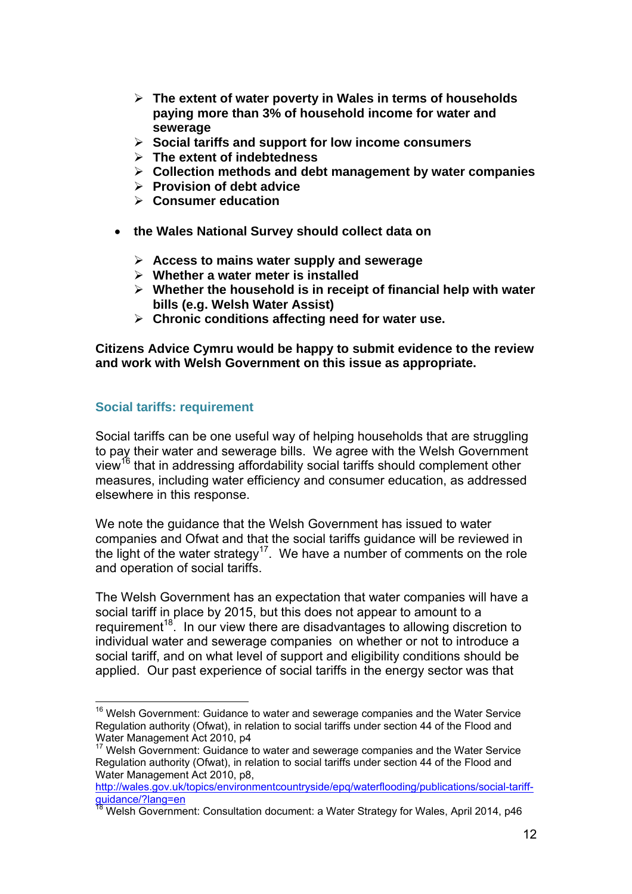- **The extent of water poverty in Wales in terms of households paying more than 3% of household income for water and sewerage**
  - **Social tariffs and support for low income consumers**
  - **The extent of indebtedness**
  - **Collection methods and debt management by water companies**
  - **Provision of debt advice**
  - **Consumer education**

- **the Wales National Survey should collect data on**

  - **Access to mains water supply and sewerage**
  - **Whether a water meter is installed**
  - **Whether the household is in receipt of financial help with water bills (e.g. Welsh Water Assist)**
  - **Chronic conditions affecting need for water use.**

**Citizens Advice Cymru would be happy to submit evidence to the review and work with Welsh Government on this issue as appropriate.**

### Social tariffs: requirement

Social tariffs can be one useful way of helping households that are struggling to pay their water and sewerage bills. We agree with the Welsh Government view[16] that in addressing affordability social tariffs should complement other measures, including water efficiency and consumer education, as addressed elsewhere in this response.

We note the guidance that the Welsh Government has issued to water companies and Ofwat and that the social tariffs guidance will be reviewed in the light of the water strategy[17]. We have a number of comments on the role and operation of social tariffs.

The Welsh Government has an expectation that water companies will have a social tariff in place by 2015, but this does not appear to amount to a requirement[18]. In our view there are disadvantages to allowing discretion to individual water and sewerage companies on whether or not to introduce a social tariff, and on what level of support and eligibility conditions should be applied. Our past experience of social tariffs in the energy sector was that

---

[16] Welsh Government: Guidance to water and sewerage companies and the Water Service Regulation authority (Ofwat), in relation to social tariffs under section 44 of the Flood and Water Management Act 2010, p4

[17] Welsh Government: Guidance to water and sewerage companies and the Water Service Regulation authority (Ofwat), in relation to social tariffs under section 44 of the Flood and Water Management Act 2010, p8, http://wales.gov.uk/topics/environmentcountryside/epq/waterflooding/publications/social-tariff-guidance/?lang=en

[18] Welsh Government: Consultation document: a Water Strategy for Wales, April 2014, p46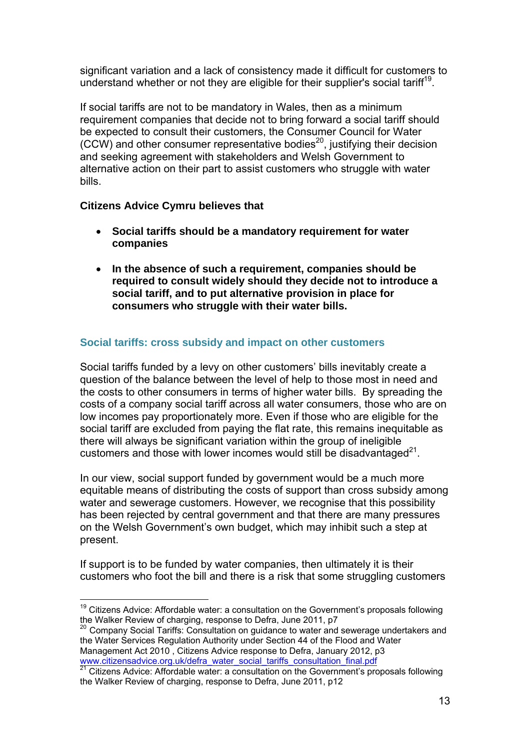significant variation and a lack of consistency made it difficult for customers to understand whether or not they are eligible for their supplier's social tariff[19].

If social tariffs are not to be mandatory in Wales, then as a minimum requirement companies that decide not to bring forward a social tariff should be expected to consult their customers, the Consumer Council for Water (CCW) and other consumer representative bodies[20], justifying their decision and seeking agreement with stakeholders and Welsh Government to alternative action on their part to assist customers who struggle with water bills.

**Citizens Advice Cymru believes that**

- **Social tariffs should be a mandatory requirement for water companies**
- **In the absence of such a requirement, companies should be required to consult widely should they decide not to introduce a social tariff, and to put alternative provision in place for consumers who struggle with their water bills.**

### Social tariffs: cross subsidy and impact on other customers

Social tariffs funded by a levy on other customers' bills inevitably create a question of the balance between the level of help to those most in need and the costs to other consumers in terms of higher water bills. By spreading the costs of a company social tariff across all water consumers, those who are on low incomes pay proportionately more. Even if those who are eligible for the social tariff are excluded from paying the flat rate, this remains inequitable as there will always be significant variation within the group of ineligible customers and those with lower incomes would still be disadvantaged[21].

In our view, social support funded by government would be a much more equitable means of distributing the costs of support than cross subsidy among water and sewerage customers. However, we recognise that this possibility has been rejected by central government and that there are many pressures on the Welsh Government's own budget, which may inhibit such a step at present.

If support is to be funded by water companies, then ultimately it is their customers who foot the bill and there is a risk that some struggling customers

---

[19] Citizens Advice: Affordable water: a consultation on the Government's proposals following the Walker Review of charging, response to Defra, June 2011, p7

[20] Company Social Tariffs: Consultation on guidance to water and sewerage undertakers and the Water Services Regulation Authority under Section 44 of the Flood and Water Management Act 2010 , Citizens Advice response to Defra, January 2012, p3 www.citizensadvice.org.uk/defra_water_social_tariffs_consultation_final.pdf

[21] Citizens Advice: Affordable water: a consultation on the Government's proposals following the Walker Review of charging, response to Defra, June 2011, p12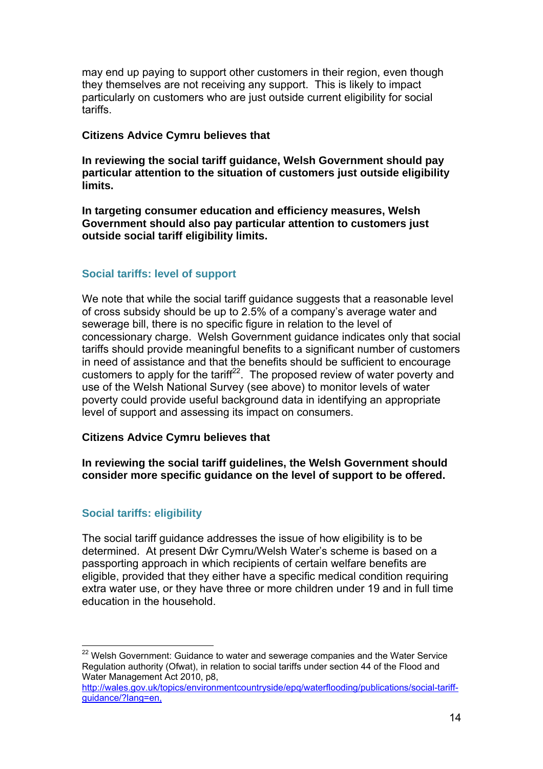may end up paying to support other customers in their region, even though they themselves are not receiving any support. This is likely to impact particularly on customers who are just outside current eligibility for social tariffs.

**Citizens Advice Cymru believes that**

**In reviewing the social tariff guidance, Welsh Government should pay particular attention to the situation of customers just outside eligibility limits.**

**In targeting consumer education and efficiency measures, Welsh Government should also pay particular attention to customers just outside social tariff eligibility limits.**

## Social tariffs: level of support

We note that while the social tariff guidance suggests that a reasonable level of cross subsidy should be up to 2.5% of a company's average water and sewerage bill, there is no specific figure in relation to the level of concessionary charge. Welsh Government guidance indicates only that social tariffs should provide meaningful benefits to a significant number of customers in need of assistance and that the benefits should be sufficient to encourage customers to apply for the tariff[22]. The proposed review of water poverty and use of the Welsh National Survey (see above) to monitor levels of water poverty could provide useful background data in identifying an appropriate level of support and assessing its impact on consumers.

**Citizens Advice Cymru believes that**

**In reviewing the social tariff guidelines, the Welsh Government should consider more specific guidance on the level of support to be offered.**

## Social tariffs: eligibility

The social tariff guidance addresses the issue of how eligibility is to be determined. At present Dŵr Cymru/Welsh Water's scheme is based on a passporting approach in which recipients of certain welfare benefits are eligible, provided that they either have a specific medical condition requiring extra water use, or they have three or more children under 19 and in full time education in the household.

---

[22] Welsh Government: Guidance to water and sewerage companies and the Water Service Regulation authority (Ofwat), in relation to social tariffs under section 44 of the Flood and Water Management Act 2010, p8, http://wales.gov.uk/topics/environmentcountryside/epq/waterflooding/publications/social-tariff-guidance/?lang=en,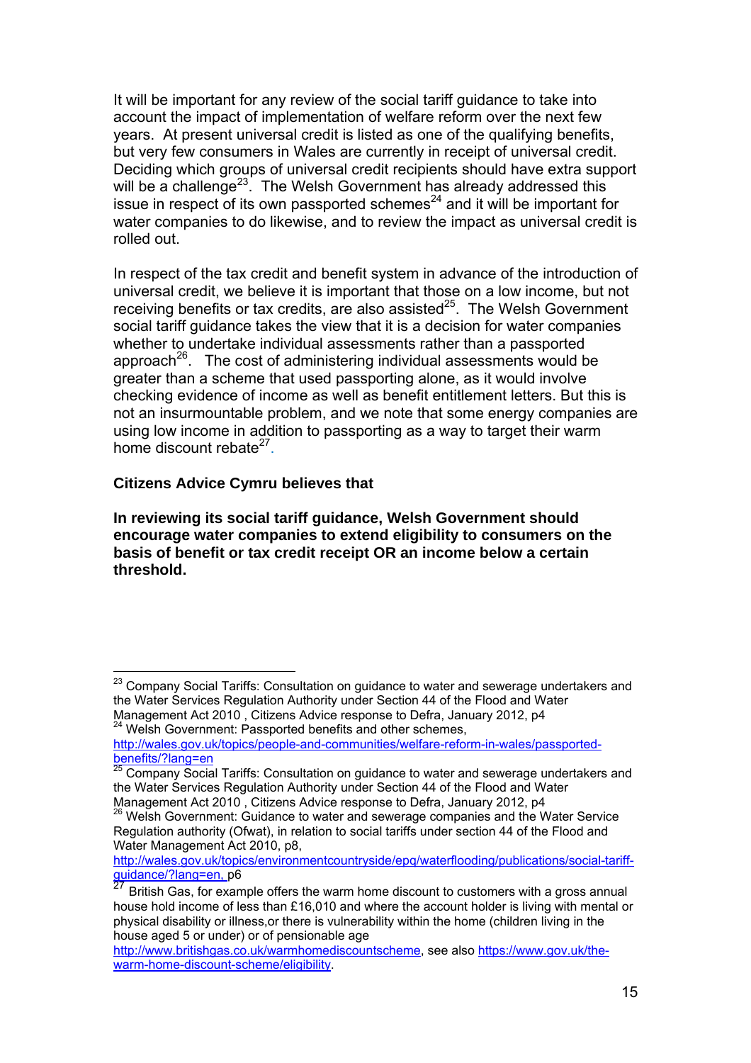It will be important for any review of the social tariff guidance to take into account the impact of implementation of welfare reform over the next few years. At present universal credit is listed as one of the qualifying benefits, but very few consumers in Wales are currently in receipt of universal credit. Deciding which groups of universal credit recipients should have extra support will be a challenge[23]. The Welsh Government has already addressed this issue in respect of its own passported schemes[24] and it will be important for water companies to do likewise, and to review the impact as universal credit is rolled out.

In respect of the tax credit and benefit system in advance of the introduction of universal credit, we believe it is important that those on a low income, but not receiving benefits or tax credits, are also assisted[25]. The Welsh Government social tariff guidance takes the view that it is a decision for water companies whether to undertake individual assessments rather than a passported approach[26]. The cost of administering individual assessments would be greater than a scheme that used passporting alone, as it would involve checking evidence of income as well as benefit entitlement letters. But this is not an insurmountable problem, and we note that some energy companies are using low income in addition to passporting as a way to target their warm home discount rebate[27].

**Citizens Advice Cymru believes that**

**In reviewing its social tariff guidance, Welsh Government should encourage water companies to extend eligibility to consumers on the basis of benefit or tax credit receipt OR an income below a certain threshold.**

---

[23] Company Social Tariffs: Consultation on guidance to water and sewerage undertakers and the Water Services Regulation Authority under Section 44 of the Flood and Water Management Act 2010 , Citizens Advice response to Defra, January 2012, p4

[24] Welsh Government: Passported benefits and other schemes, http://wales.gov.uk/topics/people-and-communities/welfare-reform-in-wales/passported-benefits/?lang=en

[25] Company Social Tariffs: Consultation on guidance to water and sewerage undertakers and the Water Services Regulation Authority under Section 44 of the Flood and Water Management Act 2010 , Citizens Advice response to Defra, January 2012, p4

[26] Welsh Government: Guidance to water and sewerage companies and the Water Service Regulation authority (Ofwat), in relation to social tariffs under section 44 of the Flood and Water Management Act 2010, p8, http://wales.gov.uk/topics/environmentcountryside/epq/waterflooding/publications/social-tariff-guidance/?lang=en, p6

[27] British Gas, for example offers the warm home discount to customers with a gross annual house hold income of less than £16,010 and where the account holder is living with mental or physical disability or illness,or there is vulnerability within the home (children living in the house aged 5 or under) or of pensionable age http://www.britishgas.co.uk/warmhomediscountscheme, see also https://www.gov.uk/the-warm-home-discount-scheme/eligibility.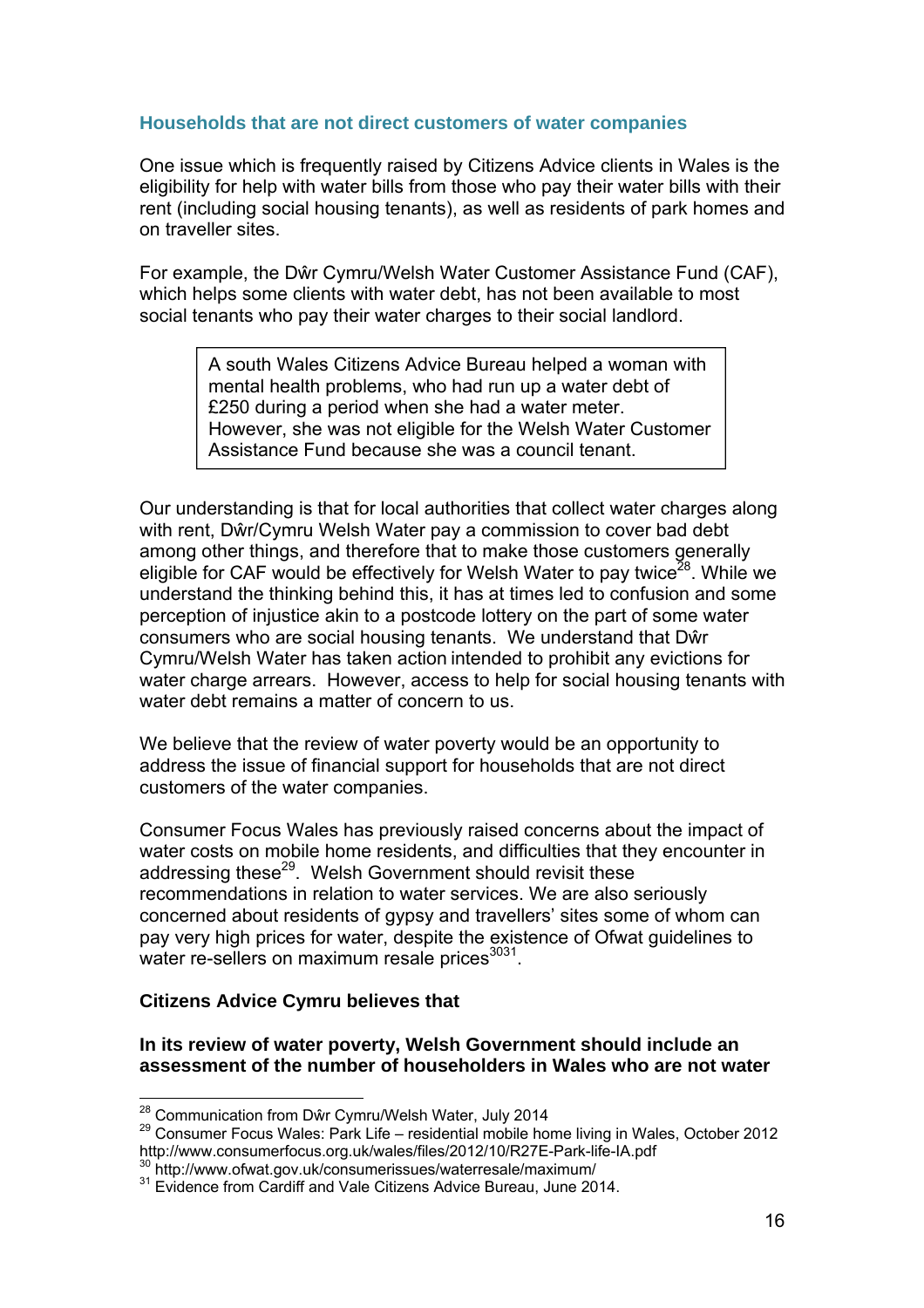### Households that are not direct customers of water companies

One issue which is frequently raised by Citizens Advice clients in Wales is the eligibility for help with water bills from those who pay their water bills with their rent (including social housing tenants), as well as residents of park homes and on traveller sites.

For example, the Dŵr Cymru/Welsh Water Customer Assistance Fund (CAF), which helps some clients with water debt, has not been available to most social tenants who pay their water charges to their social landlord.

> A south Wales Citizens Advice Bureau helped a woman with mental health problems, who had run up a water debt of £250 during a period when she had a water meter. However, she was not eligible for the Welsh Water Customer Assistance Fund because she was a council tenant.

Our understanding is that for local authorities that collect water charges along with rent, Dŵr/Cymru Welsh Water pay a commission to cover bad debt among other things, and therefore that to make those customers generally eligible for CAF would be effectively for Welsh Water to pay twice[28]. While we understand the thinking behind this, it has at times led to confusion and some perception of injustice akin to a postcode lottery on the part of some water consumers who are social housing tenants. We understand that Dŵr Cymru/Welsh Water has taken action intended to prohibit any evictions for water charge arrears. However, access to help for social housing tenants with water debt remains a matter of concern to us.

We believe that the review of water poverty would be an opportunity to address the issue of financial support for households that are not direct customers of the water companies.

Consumer Focus Wales has previously raised concerns about the impact of water costs on mobile home residents, and difficulties that they encounter in addressing these[29]. Welsh Government should revisit these recommendations in relation to water services. We are also seriously concerned about residents of gypsy and travellers' sites some of whom can pay very high prices for water, despite the existence of Ofwat guidelines to water re-sellers on maximum resale prices[30][31].

**Citizens Advice Cymru believes that**

**In its review of water poverty, Welsh Government should include an assessment of the number of householders in Wales who are not water**

---

[28] Communication from Dŵr Cymru/Welsh Water, July 2014

[29] Consumer Focus Wales: Park Life – residential mobile home living in Wales, October 2012 http://www.consumerfocus.org.uk/wales/files/2012/10/R27E-Park-life-IA.pdf

[30] http://www.ofwat.gov.uk/consumerissues/waterresale/maximum/

[31] Evidence from Cardiff and Vale Citizens Advice Bureau, June 2014.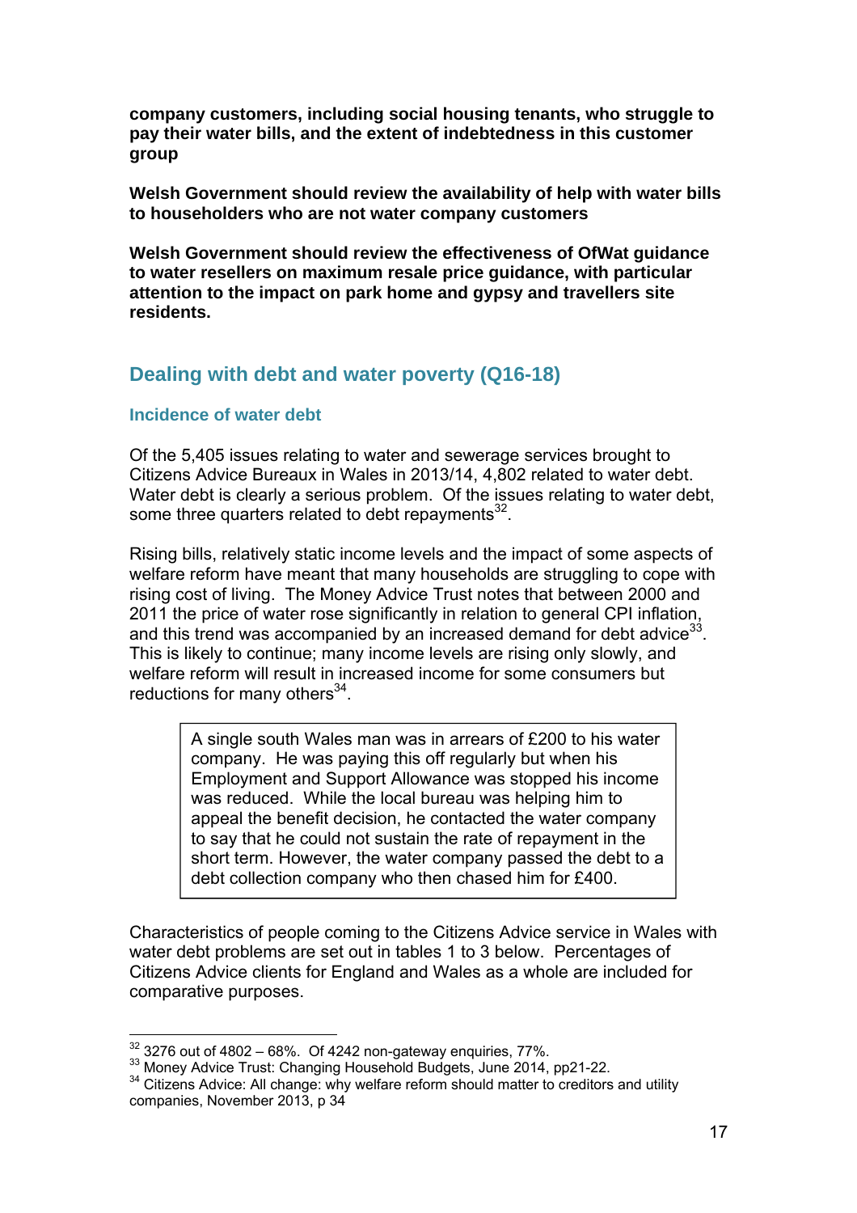**company customers, including social housing tenants, who struggle to pay their water bills, and the extent of indebtedness in this customer group**

**Welsh Government should review the availability of help with water bills to householders who are not water company customers**

**Welsh Government should review the effectiveness of OfWat guidance to water resellers on maximum resale price guidance, with particular attention to the impact on park home and gypsy and travellers site residents.**

## Dealing with debt and water poverty (Q16-18)

### Incidence of water debt

Of the 5,405 issues relating to water and sewerage services brought to Citizens Advice Bureaux in Wales in 2013/14, 4,802 related to water debt. Water debt is clearly a serious problem. Of the issues relating to water debt, some three quarters related to debt repayments[32].

Rising bills, relatively static income levels and the impact of some aspects of welfare reform have meant that many households are struggling to cope with rising cost of living. The Money Advice Trust notes that between 2000 and 2011 the price of water rose significantly in relation to general CPI inflation, and this trend was accompanied by an increased demand for debt advice[33]. This is likely to continue; many income levels are rising only slowly, and welfare reform will result in increased income for some consumers but reductions for many others[34].

> A single south Wales man was in arrears of £200 to his water company. He was paying this off regularly but when his Employment and Support Allowance was stopped his income was reduced. While the local bureau was helping him to appeal the benefit decision, he contacted the water company to say that he could not sustain the rate of repayment in the short term. However, the water company passed the debt to a debt collection company who then chased him for £400.

Characteristics of people coming to the Citizens Advice service in Wales with water debt problems are set out in tables 1 to 3 below. Percentages of Citizens Advice clients for England and Wales as a whole are included for comparative purposes.

---

[32] 3276 out of 4802 – 68%. Of 4242 non-gateway enquiries, 77%.

[33] Money Advice Trust: Changing Household Budgets, June 2014, pp21-22.

[34] Citizens Advice: All change: why welfare reform should matter to creditors and utility companies, November 2013, p 34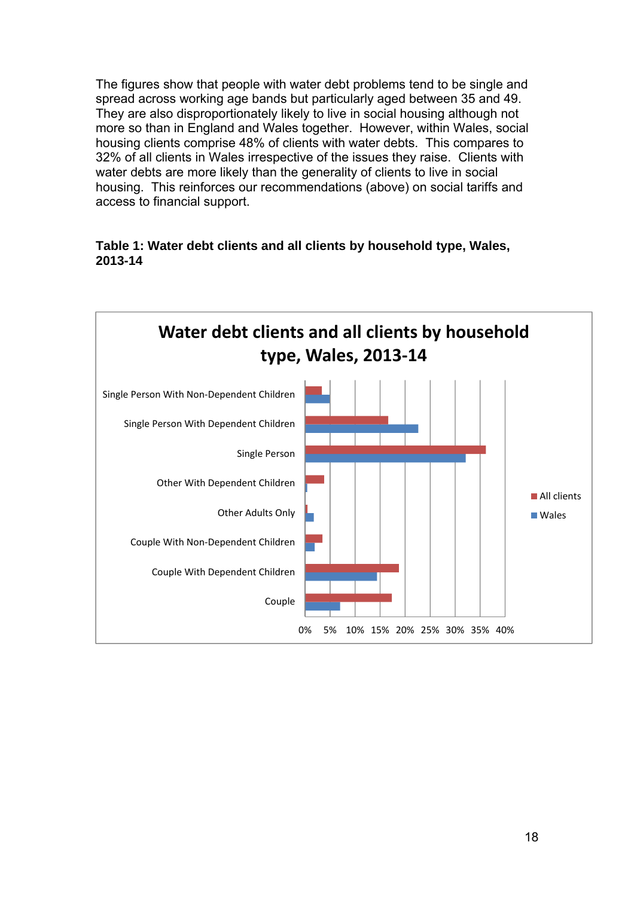The figures show that people with water debt problems tend to be single and spread across working age bands but particularly aged between 35 and 49. They are also disproportionately likely to live in social housing although not more so than in England and Wales together. However, within Wales, social housing clients comprise 48% of clients with water debts. This compares to 32% of all clients in Wales irrespective of the issues they raise. Clients with water debts are more likely than the generality of clients to live in social housing. This reinforces our recommendations (above) on social tariffs and access to financial support.

**Table 1: Water debt clients and all clients by household type, Wales, 2013-14**

Water debt clients and all clients by household type, Wales, 2013-14

Single Person With Non-Dependent Children

Single Person With Dependent Children

Single Person

Other With Dependent Children

Other Adults Only

Couple With Non-Dependent Children

Couple With Dependent Children

Couple

0% 5% 10% 15% 20% 25% 30% 35% 40%

All clients

Wales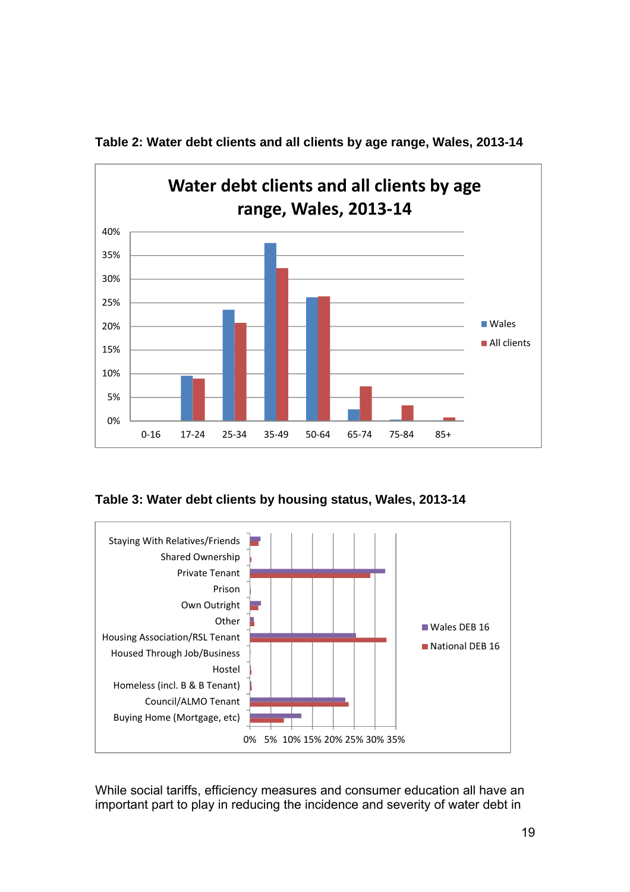**Table 2: Water debt clients and all clients by age range, Wales, 2013-14**

Water debt clients and all clients by age range, Wales, 2013-14

40%
35%
30%
25%
20%
15%
10%
5%
0%

0-16 17-24 25-34 35-49 50-64 65-74 75-84 85+

Wales
All clients

**Table 3: Water debt clients by housing status, Wales, 2013-14**

Staying With Relatives/Friends
Shared Ownership
Private Tenant
Prison
Own Outright
Other
Housing Association/RSL Tenant
Housed Through Job/Business
Hostel
Homeless (incl. B & B Tenant)
Council/ALMO Tenant
Buying Home (Mortgage, etc)

0% 5% 10% 15% 20% 25% 30% 35%

Wales DEB 16
National DEB 16

While social tariffs, efficiency measures and consumer education all have an important part to play in reducing the incidence and severity of water debt in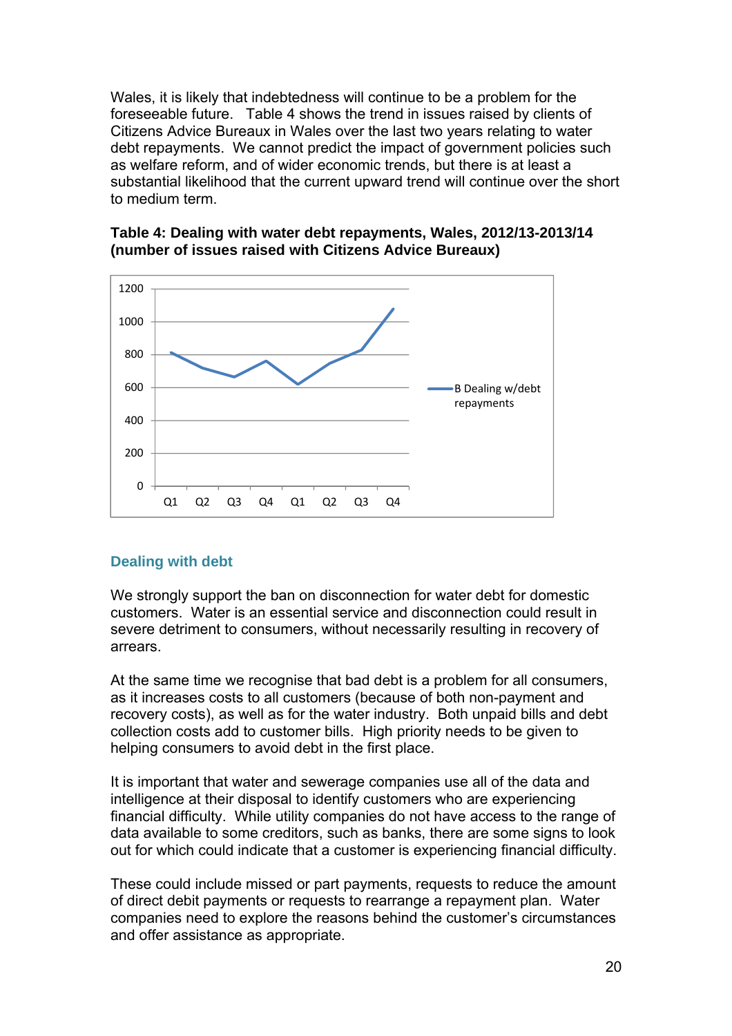Wales, it is likely that indebtedness will continue to be a problem for the foreseeable future. Table 4 shows the trend in issues raised by clients of Citizens Advice Bureaux in Wales over the last two years relating to water debt repayments. We cannot predict the impact of government policies such as welfare reform, and of wider economic trends, but there is at least a substantial likelihood that the current upward trend will continue over the short to medium term.

**Table 4: Dealing with water debt repayments, Wales, 2012/13-2013/14 (number of issues raised with Citizens Advice Bureaux)**

## Dealing with debt

We strongly support the ban on disconnection for water debt for domestic customers. Water is an essential service and disconnection could result in severe detriment to consumers, without necessarily resulting in recovery of arrears.

At the same time we recognise that bad debt is a problem for all consumers, as it increases costs to all customers (because of both non-payment and recovery costs), as well as for the water industry. Both unpaid bills and debt collection costs add to customer bills. High priority needs to be given to helping consumers to avoid debt in the first place.

It is important that water and sewerage companies use all of the data and intelligence at their disposal to identify customers who are experiencing financial difficulty. While utility companies do not have access to the range of data available to some creditors, such as banks, there are some signs to look out for which could indicate that a customer is experiencing financial difficulty.

These could include missed or part payments, requests to reduce the amount of direct debit payments or requests to rearrange a repayment plan. Water companies need to explore the reasons behind the customer's circumstances and offer assistance as appropriate.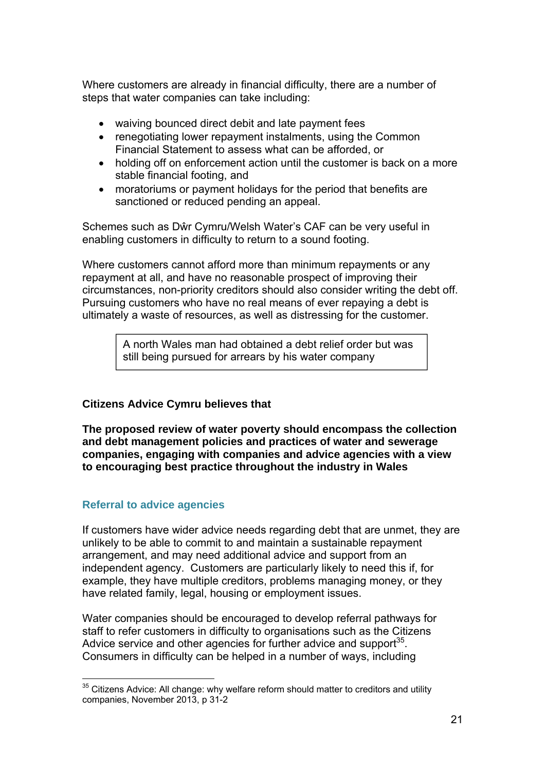Where customers are already in financial difficulty, there are a number of steps that water companies can take including:

- waiving bounced direct debit and late payment fees
- renegotiating lower repayment instalments, using the Common Financial Statement to assess what can be afforded, or
- holding off on enforcement action until the customer is back on a more stable financial footing, and
- moratoriums or payment holidays for the period that benefits are sanctioned or reduced pending an appeal.

Schemes such as Dŵr Cymru/Welsh Water's CAF can be very useful in enabling customers in difficulty to return to a sound footing.

Where customers cannot afford more than minimum repayments or any repayment at all, and have no reasonable prospect of improving their circumstances, non-priority creditors should also consider writing the debt off. Pursuing customers who have no real means of ever repaying a debt is ultimately a waste of resources, as well as distressing for the customer.

> A north Wales man had obtained a debt relief order but was still being pursued for arrears by his water company

**Citizens Advice Cymru believes that**

**The proposed review of water poverty should encompass the collection and debt management policies and practices of water and sewerage companies, engaging with companies and advice agencies with a view to encouraging best practice throughout the industry in Wales**

### Referral to advice agencies

If customers have wider advice needs regarding debt that are unmet, they are unlikely to be able to commit to and maintain a sustainable repayment arrangement, and may need additional advice and support from an independent agency. Customers are particularly likely to need this if, for example, they have multiple creditors, problems managing money, or they have related family, legal, housing or employment issues.

Water companies should be encouraged to develop referral pathways for staff to refer customers in difficulty to organisations such as the Citizens Advice service and other agencies for further advice and support[35]. Consumers in difficulty can be helped in a number of ways, including

[35] Citizens Advice: All change: why welfare reform should matter to creditors and utility companies, November 2013, p 31-2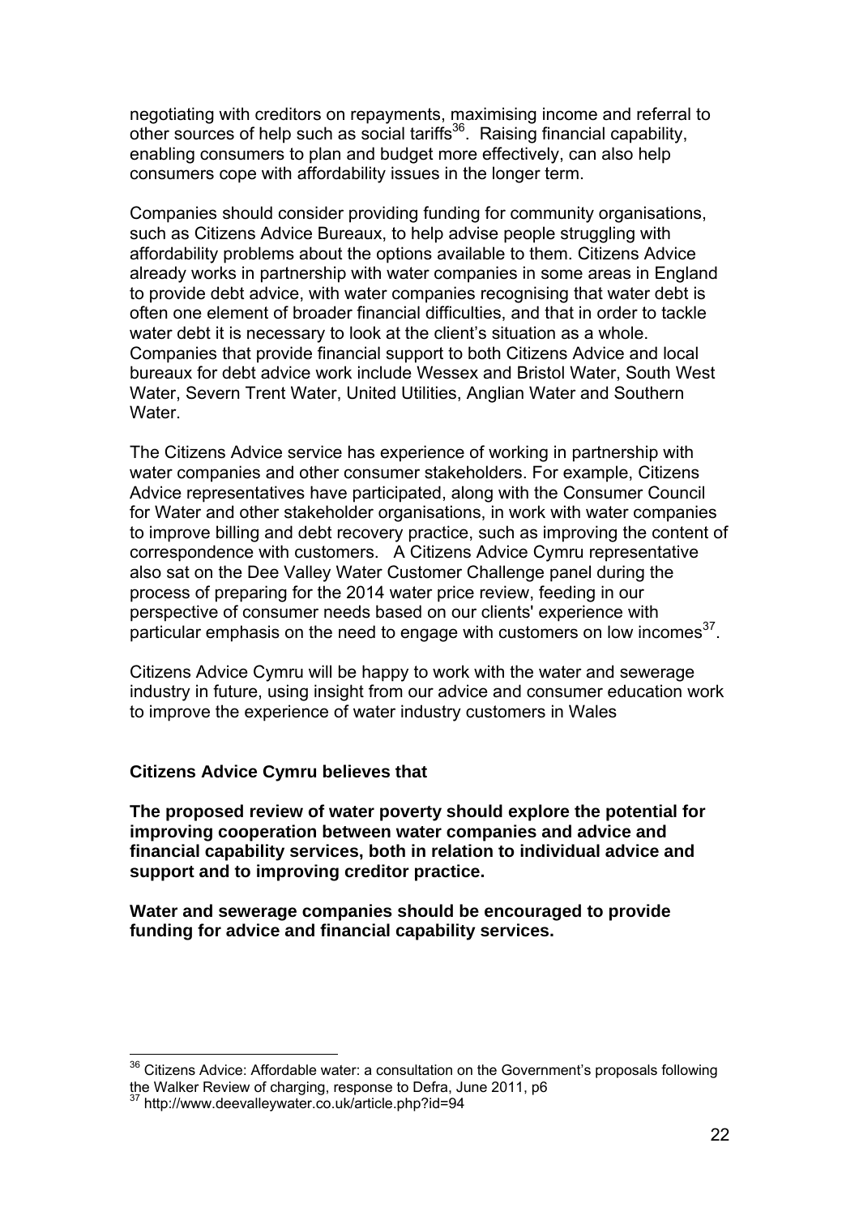negotiating with creditors on repayments, maximising income and referral to other sources of help such as social tariffs[36]. Raising financial capability, enabling consumers to plan and budget more effectively, can also help consumers cope with affordability issues in the longer term.

Companies should consider providing funding for community organisations, such as Citizens Advice Bureaux, to help advise people struggling with affordability problems about the options available to them. Citizens Advice already works in partnership with water companies in some areas in England to provide debt advice, with water companies recognising that water debt is often one element of broader financial difficulties, and that in order to tackle water debt it is necessary to look at the client's situation as a whole. Companies that provide financial support to both Citizens Advice and local bureaux for debt advice work include Wessex and Bristol Water, South West Water, Severn Trent Water, United Utilities, Anglian Water and Southern Water.

The Citizens Advice service has experience of working in partnership with water companies and other consumer stakeholders. For example, Citizens Advice representatives have participated, along with the Consumer Council for Water and other stakeholder organisations, in work with water companies to improve billing and debt recovery practice, such as improving the content of correspondence with customers. A Citizens Advice Cymru representative also sat on the Dee Valley Water Customer Challenge panel during the process of preparing for the 2014 water price review, feeding in our perspective of consumer needs based on our clients' experience with particular emphasis on the need to engage with customers on low incomes[37].

Citizens Advice Cymru will be happy to work with the water and sewerage industry in future, using insight from our advice and consumer education work to improve the experience of water industry customers in Wales

**Citizens Advice Cymru believes that**

**The proposed review of water poverty should explore the potential for improving cooperation between water companies and advice and financial capability services, both in relation to individual advice and support and to improving creditor practice.**

**Water and sewerage companies should be encouraged to provide funding for advice and financial capability services.**

---

[36] Citizens Advice: Affordable water: a consultation on the Government's proposals following the Walker Review of charging, response to Defra, June 2011, p6

[37] http://www.deevalleywater.co.uk/article.php?id=94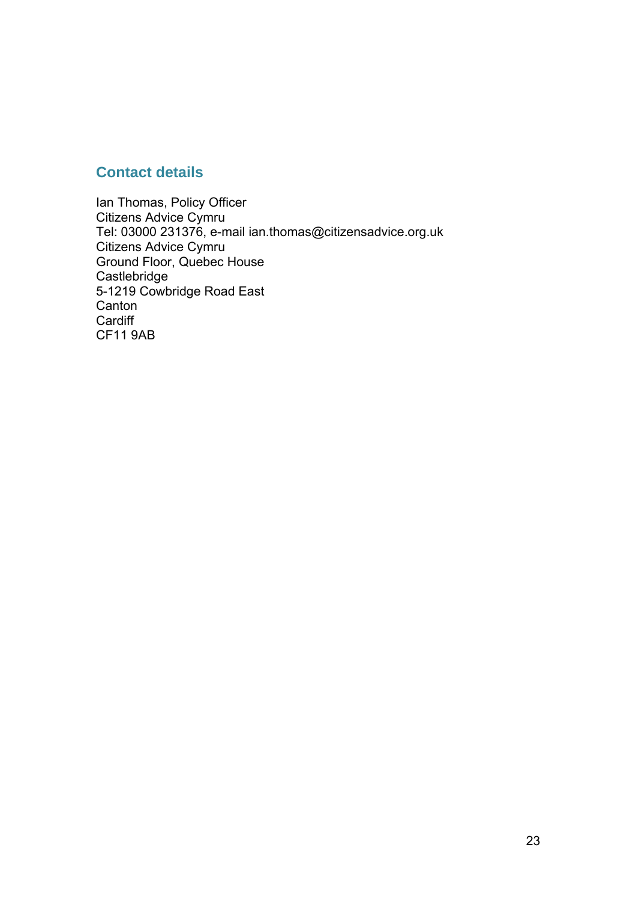## Contact details

Ian Thomas, Policy Officer
Citizens Advice Cymru
Tel: 03000 231376, e-mail ian.thomas@citizensadvice.org.uk
Citizens Advice Cymru
Ground Floor, Quebec House
Castlebridge
5-1219 Cowbridge Road East
Canton
Cardiff
CF11 9AB